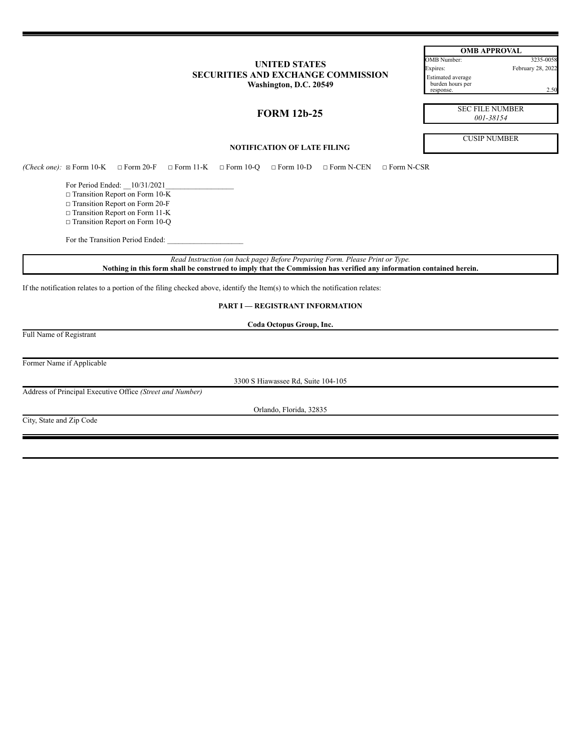**UNITED STATES**
**SECURITIES AND EXCHANGE COMMISSION**
**Washington, D.C. 20549**

| OMB APPROVAL | |
|---|---|
| OMB Number: | 3235-0058 |
| Expires: | February 28, 2022 |
| Estimated average burden hours per response. | 2.50 |

# FORM 12b-25

SEC FILE NUMBER
*001-38154*

CUSIP NUMBER

**NOTIFICATION OF LATE FILING**

*(Check one):* ☒ Form 10-K ☐ Form 20-F ☐ Form 11-K ☐ Form 10-Q ☐ Form 10-D ☐ Form N-CEN ☐ Form N-CSR

For Period Ended: 10/31/2021

☐ Transition Report on Form 10-K
☐ Transition Report on Form 20-F
☐ Transition Report on Form 11-K
☐ Transition Report on Form 10-Q

For the Transition Period Ended: ____________________

*Read Instruction (on back page) Before Preparing Form. Please Print or Type.*
**Nothing in this form shall be construed to imply that the Commission has verified any information contained herein.**

If the notification relates to a portion of the filing checked above, identify the Item(s) to which the notification relates:

## PART I — REGISTRANT INFORMATION

**Coda Octopus Group, Inc.**

Full Name of Registrant

Former Name if Applicable

3300 S Hiawassee Rd, Suite 104-105

Address of Principal Executive Office *(Street and Number)*

Orlando, Florida, 32835

City, State and Zip Code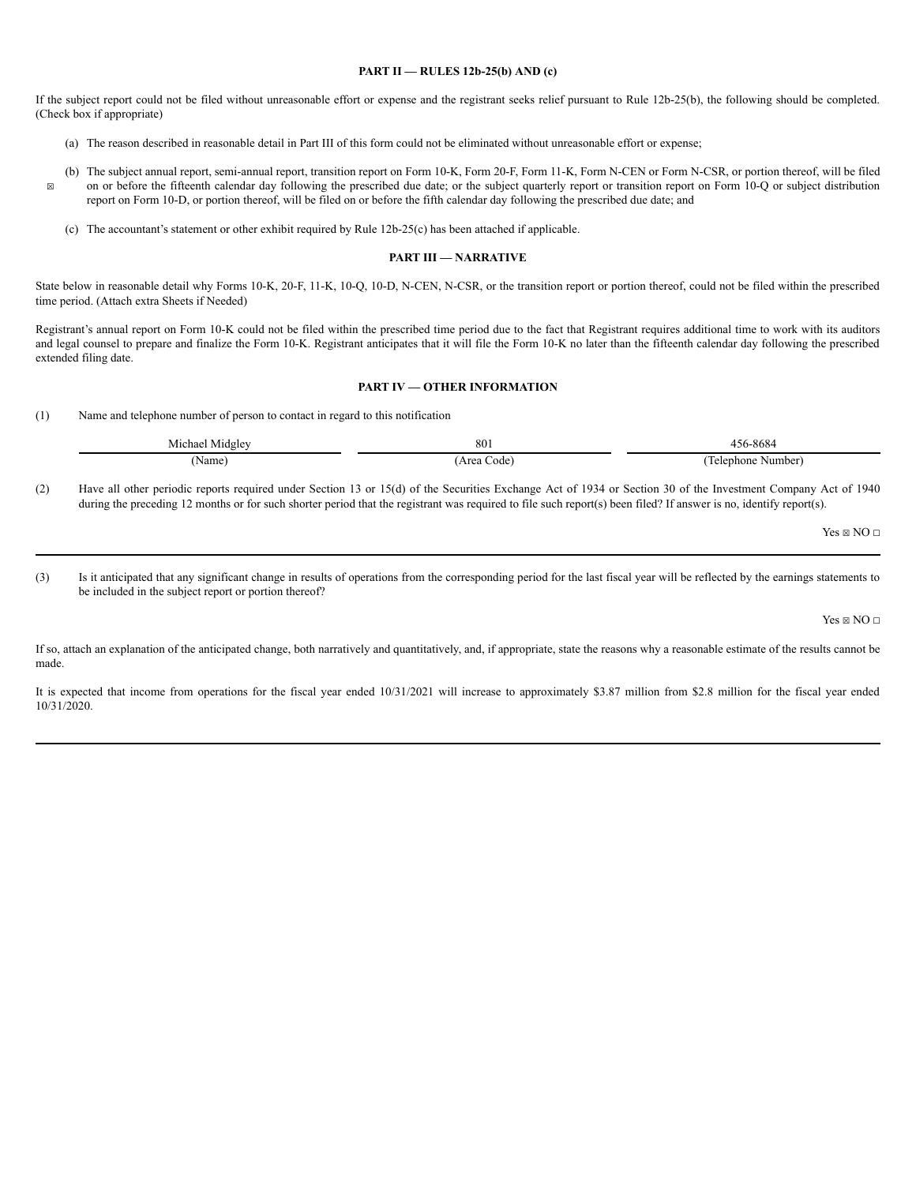**PART II — RULES 12b-25(b) AND (c)**

If the subject report could not be filed without unreasonable effort or expense and the registrant seeks relief pursuant to Rule 12b-25(b), the following should be completed. (Check box if appropriate)

(a) The reason described in reasonable detail in Part III of this form could not be eliminated without unreasonable effort or expense;

☒ (b) The subject annual report, semi-annual report, transition report on Form 10-K, Form 20-F, Form 11-K, Form N-CEN or Form N-CSR, or portion thereof, will be filed on or before the fifteenth calendar day following the prescribed due date; or the subject quarterly report or transition report on Form 10-Q or subject distribution report on Form 10-D, or portion thereof, will be filed on or before the fifth calendar day following the prescribed due date; and

(c) The accountant's statement or other exhibit required by Rule 12b-25(c) has been attached if applicable.

**PART III — NARRATIVE**

State below in reasonable detail why Forms 10-K, 20-F, 11-K, 10-Q, 10-D, N-CEN, N-CSR, or the transition report or portion thereof, could not be filed within the prescribed time period. (Attach extra Sheets if Needed)

Registrant's annual report on Form 10-K could not be filed within the prescribed time period due to the fact that Registrant requires additional time to work with its auditors and legal counsel to prepare and finalize the Form 10-K. Registrant anticipates that it will file the Form 10-K no later than the fifteenth calendar day following the prescribed extended filing date.

**PART IV — OTHER INFORMATION**

(1) Name and telephone number of person to contact in regard to this notification

| Michael Midgley | 801 | 456-8684 |
|---|---|---|
| (Name) | (Area Code) | (Telephone Number) |

(2) Have all other periodic reports required under Section 13 or 15(d) of the Securities Exchange Act of 1934 or Section 30 of the Investment Company Act of 1940 during the preceding 12 months or for such shorter period that the registrant was required to file such report(s) been filed? If answer is no, identify report(s).

Yes ☒ NO ☐

(3) Is it anticipated that any significant change in results of operations from the corresponding period for the last fiscal year will be reflected by the earnings statements to be included in the subject report or portion thereof?

Yes ☒ NO ☐

If so, attach an explanation of the anticipated change, both narratively and quantitatively, and, if appropriate, state the reasons why a reasonable estimate of the results cannot be made.

It is expected that income from operations for the fiscal year ended 10/31/2021 will increase to approximately $3.87 million from $2.8 million for the fiscal year ended 10/31/2020.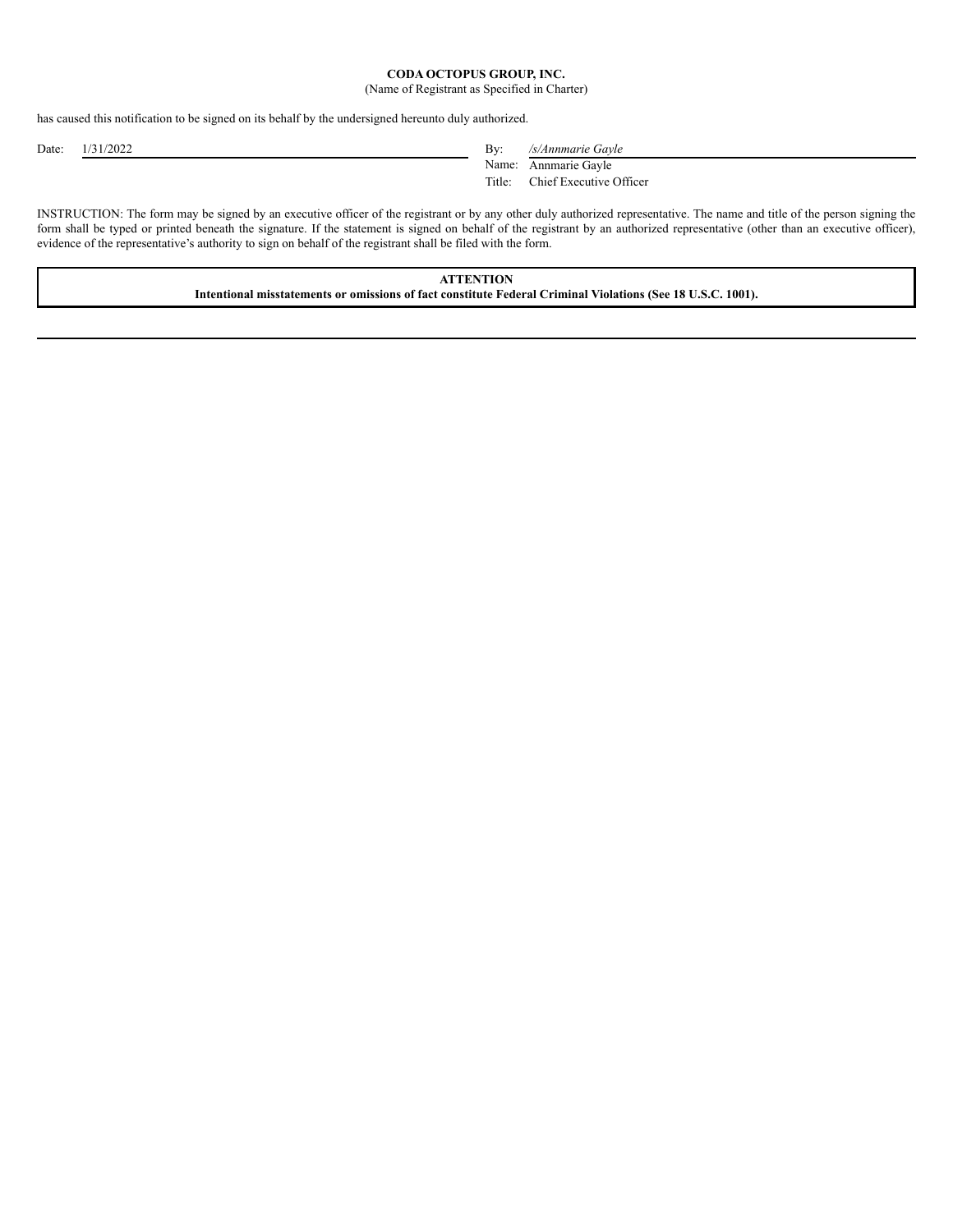**CODA OCTOPUS GROUP, INC.**
(Name of Registrant as Specified in Charter)

has caused this notification to be signed on its behalf by the undersigned hereunto duly authorized.

| | | | |
|---|---|---|---|
| Date: | 1/31/2022 | By: | */s/Annmarie Gayle* |
| | | Name: | Annmarie Gayle |
| | | Title: | Chief Executive Officer |

INSTRUCTION: The form may be signed by an executive officer of the registrant or by any other duly authorized representative. The name and title of the person signing the form shall be typed or printed beneath the signature. If the statement is signed on behalf of the registrant by an authorized representative (other than an executive officer), evidence of the representative's authority to sign on behalf of the registrant shall be filed with the form.

**ATTENTION**
**Intentional misstatements or omissions of fact constitute Federal Criminal Violations (See 18 U.S.C. 1001).**